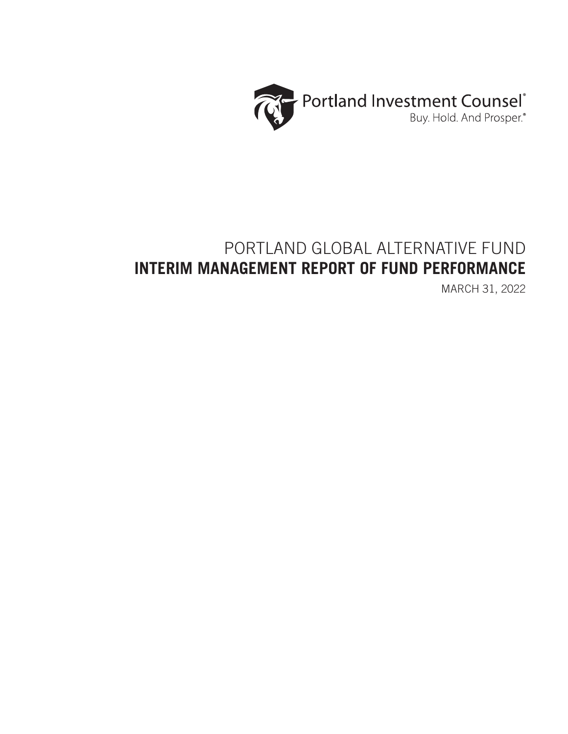Portland Investment Counsel®

Buy. Hold. And Prosper.®

# PORTLAND GLOBAL ALTERNATIVE FUND

# INTERIM MANAGEMENT REPORT OF FUND PERFORMANCE

MARCH 31, 2022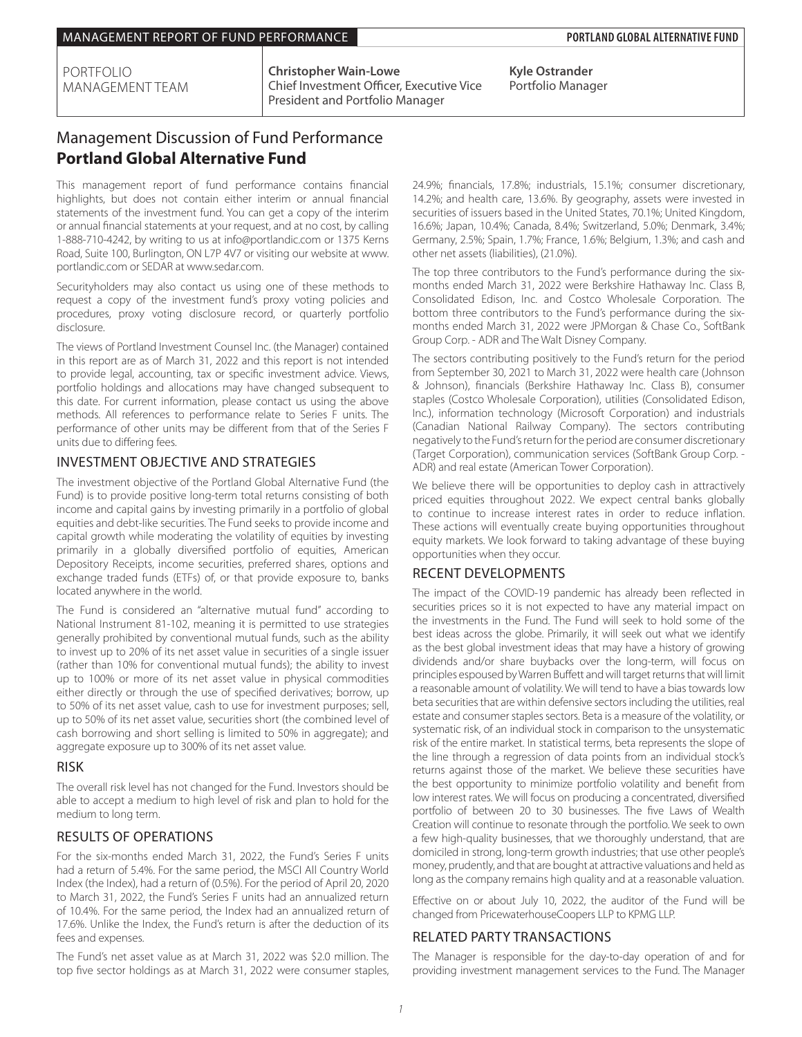PORTFOLIO MANAGEMENT TEAM

**Christopher Wain-Lowe**
Chief Investment Officer, Executive Vice President and Portfolio Manager

**Kyle Ostrander**
Portfolio Manager

# Management Discussion of Fund Performance **Portland Global Alternative Fund**

This management report of fund performance contains financial highlights, but does not contain either interim or annual financial statements of the investment fund. You can get a copy of the interim or annual financial statements at your request, and at no cost, by calling 1-888-710-4242, by writing to us at info@portlandic.com or 1375 Kerns Road, Suite 100, Burlington, ON L7P 4V7 or visiting our website at www.portlandic.com or SEDAR at www.sedar.com.

Securityholders may also contact us using one of these methods to request a copy of the investment fund's proxy voting policies and procedures, proxy voting disclosure record, or quarterly portfolio disclosure.

The views of Portland Investment Counsel Inc. (the Manager) contained in this report are as of March 31, 2022 and this report is not intended to provide legal, accounting, tax or specific investment advice. Views, portfolio holdings and allocations may have changed subsequent to this date. For current information, please contact us using the above methods. All references to performance relate to Series F units. The performance of other units may be different from that of the Series F units due to differing fees.

## INVESTMENT OBJECTIVE AND STRATEGIES

The investment objective of the Portland Global Alternative Fund (the Fund) is to provide positive long-term total returns consisting of both income and capital gains by investing primarily in a portfolio of global equities and debt-like securities. The Fund seeks to provide income and capital growth while moderating the volatility of equities by investing primarily in a globally diversified portfolio of equities, American Depository Receipts, income securities, preferred shares, options and exchange traded funds (ETFs) of, or that provide exposure to, banks located anywhere in the world.

The Fund is considered an "alternative mutual fund" according to National Instrument 81-102, meaning it is permitted to use strategies generally prohibited by conventional mutual funds, such as the ability to invest up to 20% of its net asset value in securities of a single issuer (rather than 10% for conventional mutual funds); the ability to invest up to 100% or more of its net asset value in physical commodities either directly or through the use of specified derivatives; borrow, up to 50% of its net asset value, cash to use for investment purposes; sell, up to 50% of its net asset value, securities short (the combined level of cash borrowing and short selling is limited to 50% in aggregate); and aggregate exposure up to 300% of its net asset value.

## RISK

The overall risk level has not changed for the Fund. Investors should be able to accept a medium to high level of risk and plan to hold for the medium to long term.

## RESULTS OF OPERATIONS

For the six-months ended March 31, 2022, the Fund's Series F units had a return of 5.4%. For the same period, the MSCI All Country World Index (the Index), had a return of (0.5%). For the period of April 20, 2020 to March 31, 2022, the Fund's Series F units had an annualized return of 10.4%. For the same period, the Index had an annualized return of 17.6%. Unlike the Index, the Fund's return is after the deduction of its fees and expenses.

The Fund's net asset value as at March 31, 2022 was $2.0 million. The top five sector holdings as at March 31, 2022 were consumer staples, 24.9%; financials, 17.8%; industrials, 15.1%; consumer discretionary, 14.2%; and health care, 13.6%. By geography, assets were invested in securities of issuers based in the United States, 70.1%; United Kingdom, 16.6%; Japan, 10.4%; Canada, 8.4%; Switzerland, 5.0%; Denmark, 3.4%; Germany, 2.5%; Spain, 1.7%; France, 1.6%; Belgium, 1.3%; and cash and other net assets (liabilities), (21.0%).

The top three contributors to the Fund's performance during the six-months ended March 31, 2022 were Berkshire Hathaway Inc. Class B, Consolidated Edison, Inc. and Costco Wholesale Corporation. The bottom three contributors to the Fund's performance during the six-months ended March 31, 2022 were JPMorgan & Chase Co., SoftBank Group Corp. - ADR and The Walt Disney Company.

The sectors contributing positively to the Fund's return for the period from September 30, 2021 to March 31, 2022 were health care (Johnson & Johnson), financials (Berkshire Hathaway Inc. Class B), consumer staples (Costco Wholesale Corporation), utilities (Consolidated Edison, Inc.), information technology (Microsoft Corporation) and industrials (Canadian National Railway Company). The sectors contributing negatively to the Fund's return for the period are consumer discretionary (Target Corporation), communication services (SoftBank Group Corp. - ADR) and real estate (American Tower Corporation).

We believe there will be opportunities to deploy cash in attractively priced equities throughout 2022. We expect central banks globally to continue to increase interest rates in order to reduce inflation. These actions will eventually create buying opportunities throughout equity markets. We look forward to taking advantage of these buying opportunities when they occur.

## RECENT DEVELOPMENTS

The impact of the COVID-19 pandemic has already been reflected in securities prices so it is not expected to have any material impact on the investments in the Fund. The Fund will seek to hold some of the best ideas across the globe. Primarily, it will seek out what we identify as the best global investment ideas that may have a history of growing dividends and/or share buybacks over the long-term, will focus on principles espoused by Warren Buffett and will target returns that will limit a reasonable amount of volatility. We will tend to have a bias towards low beta securities that are within defensive sectors including the utilities, real estate and consumer staples sectors. Beta is a measure of the volatility, or systematic risk, of an individual stock in comparison to the unsystematic risk of the entire market. In statistical terms, beta represents the slope of the line through a regression of data points from an individual stock's returns against those of the market. We believe these securities have the best opportunity to minimize portfolio volatility and benefit from low interest rates. We will focus on producing a concentrated, diversified portfolio of between 20 to 30 businesses. The five Laws of Wealth Creation will continue to resonate through the portfolio. We seek to own a few high-quality businesses, that we thoroughly understand, that are domiciled in strong, long-term growth industries; that use other people's money, prudently, and that are bought at attractive valuations and held as long as the company remains high quality and at a reasonable valuation.

Effective on or about July 10, 2022, the auditor of the Fund will be changed from PricewaterhouseCoopers LLP to KPMG LLP.

## RELATED PARTY TRANSACTIONS

The Manager is responsible for the day-to-day operation of and for providing investment management services to the Fund. The Manager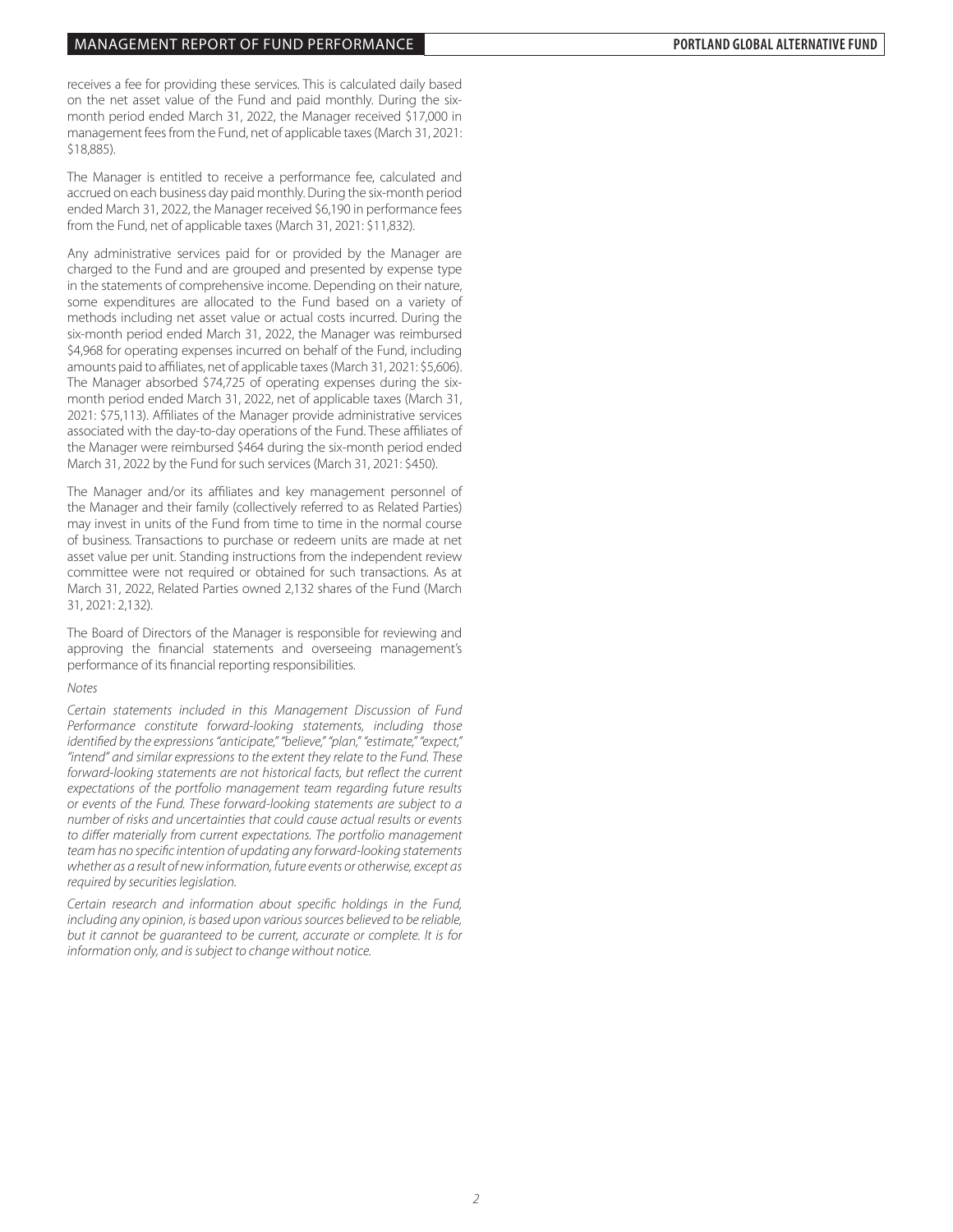receives a fee for providing these services. This is calculated daily based on the net asset value of the Fund and paid monthly. During the six-month period ended March 31, 2022, the Manager received $17,000 in management fees from the Fund, net of applicable taxes (March 31, 2021: $18,885).

The Manager is entitled to receive a performance fee, calculated and accrued on each business day paid monthly. During the six-month period ended March 31, 2022, the Manager received $6,190 in performance fees from the Fund, net of applicable taxes (March 31, 2021: $11,832).

Any administrative services paid for or provided by the Manager are charged to the Fund and are grouped and presented by expense type in the statements of comprehensive income. Depending on their nature, some expenditures are allocated to the Fund based on a variety of methods including net asset value or actual costs incurred. During the six-month period ended March 31, 2022, the Manager was reimbursed $4,968 for operating expenses incurred on behalf of the Fund, including amounts paid to affiliates, net of applicable taxes (March 31, 2021: $5,606). The Manager absorbed $74,725 of operating expenses during the six-month period ended March 31, 2022, net of applicable taxes (March 31, 2021: $75,113). Affiliates of the Manager provide administrative services associated with the day-to-day operations of the Fund. These affiliates of the Manager were reimbursed $464 during the six-month period ended March 31, 2022 by the Fund for such services (March 31, 2021: $450).

The Manager and/or its affiliates and key management personnel of the Manager and their family (collectively referred to as Related Parties) may invest in units of the Fund from time to time in the normal course of business. Transactions to purchase or redeem units are made at net asset value per unit. Standing instructions from the independent review committee were not required or obtained for such transactions. As at March 31, 2022, Related Parties owned 2,132 shares of the Fund (March 31, 2021: 2,132).

The Board of Directors of the Manager is responsible for reviewing and approving the financial statements and overseeing management's performance of its financial reporting responsibilities.

*Notes*

*Certain statements included in this Management Discussion of Fund Performance constitute forward-looking statements, including those identified by the expressions "anticipate," "believe," "plan," "estimate," "expect," "intend" and similar expressions to the extent they relate to the Fund. These forward-looking statements are not historical facts, but reflect the current expectations of the portfolio management team regarding future results or events of the Fund. These forward-looking statements are subject to a number of risks and uncertainties that could cause actual results or events to differ materially from current expectations. The portfolio management team has no specific intention of updating any forward-looking statements whether as a result of new information, future events or otherwise, except as required by securities legislation.*

*Certain research and information about specific holdings in the Fund, including any opinion, is based upon various sources believed to be reliable, but it cannot be guaranteed to be current, accurate or complete. It is for information only, and is subject to change without notice.*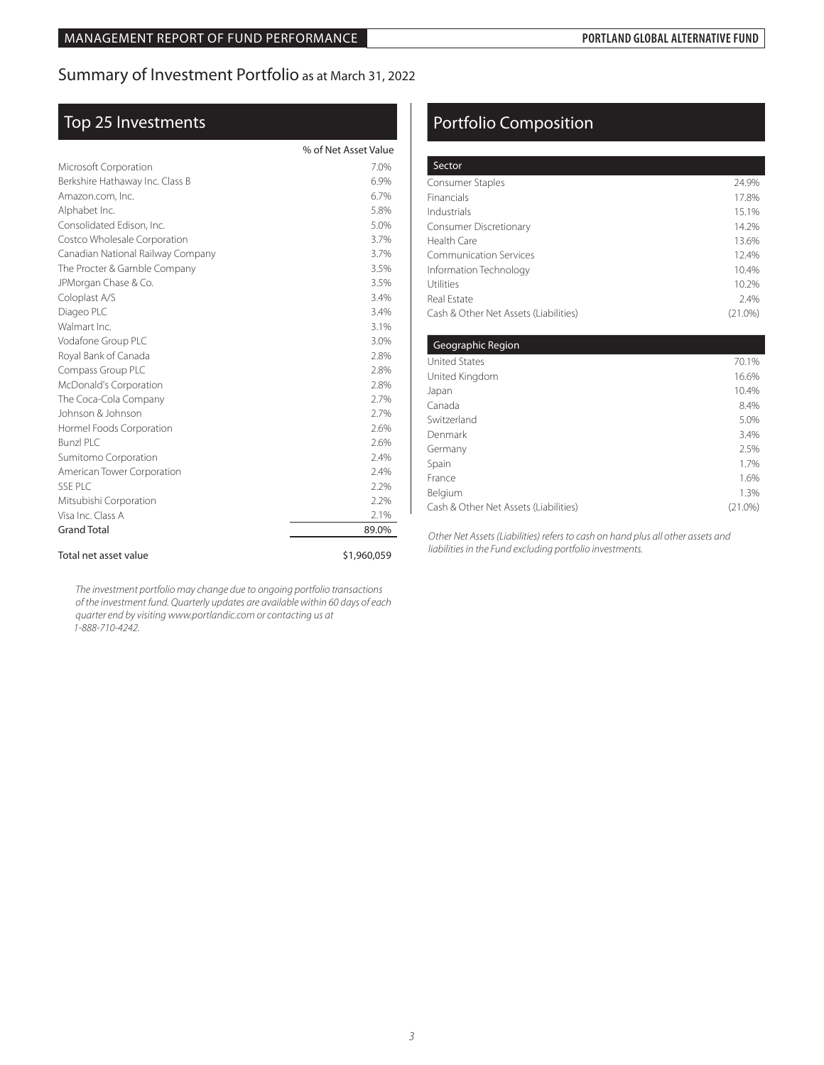## Summary of Investment Portfolio as at March 31, 2022

### Top 25 Investments

| | % of Net Asset Value |
|---|---|
| Microsoft Corporation | 7.0% |
| Berkshire Hathaway Inc. Class B | 6.9% |
| Amazon.com, Inc. | 6.7% |
| Alphabet Inc. | 5.8% |
| Consolidated Edison, Inc. | 5.0% |
| Costco Wholesale Corporation | 3.7% |
| Canadian National Railway Company | 3.7% |
| The Procter & Gamble Company | 3.5% |
| JPMorgan Chase & Co. | 3.5% |
| Coloplast A/S | 3.4% |
| Diageo PLC | 3.4% |
| Walmart Inc. | 3.1% |
| Vodafone Group PLC | 3.0% |
| Royal Bank of Canada | 2.8% |
| Compass Group PLC | 2.8% |
| McDonald's Corporation | 2.8% |
| The Coca-Cola Company | 2.7% |
| Johnson & Johnson | 2.7% |
| Hormel Foods Corporation | 2.6% |
| Bunzl PLC | 2.6% |
| Sumitomo Corporation | 2.4% |
| American Tower Corporation | 2.4% |
| SSE PLC | 2.2% |
| Mitsubishi Corporation | 2.2% |
| Visa Inc. Class A | 2.1% |
| Grand Total | 89.0% |
| Total net asset value | $1,960,059 |

*The investment portfolio may change due to ongoing portfolio transactions of the investment fund. Quarterly updates are available within 60 days of each quarter end by visiting www.portlandic.com or contacting us at 1-888-710-4242.*

### Portfolio Composition

| Sector | |
|---|---|
| Consumer Staples | 24.9% |
| Financials | 17.8% |
| Industrials | 15.1% |
| Consumer Discretionary | 14.2% |
| Health Care | 13.6% |
| Communication Services | 12.4% |
| Information Technology | 10.4% |
| Utilities | 10.2% |
| Real Estate | 2.4% |
| Cash & Other Net Assets (Liabilities) | (21.0%) |

| Geographic Region | |
|---|---|
| United States | 70.1% |
| United Kingdom | 16.6% |
| Japan | 10.4% |
| Canada | 8.4% |
| Switzerland | 5.0% |
| Denmark | 3.4% |
| Germany | 2.5% |
| Spain | 1.7% |
| France | 1.6% |
| Belgium | 1.3% |
| Cash & Other Net Assets (Liabilities) | (21.0%) |

*Other Net Assets (Liabilities) refers to cash on hand plus all other assets and liabilities in the Fund excluding portfolio investments.*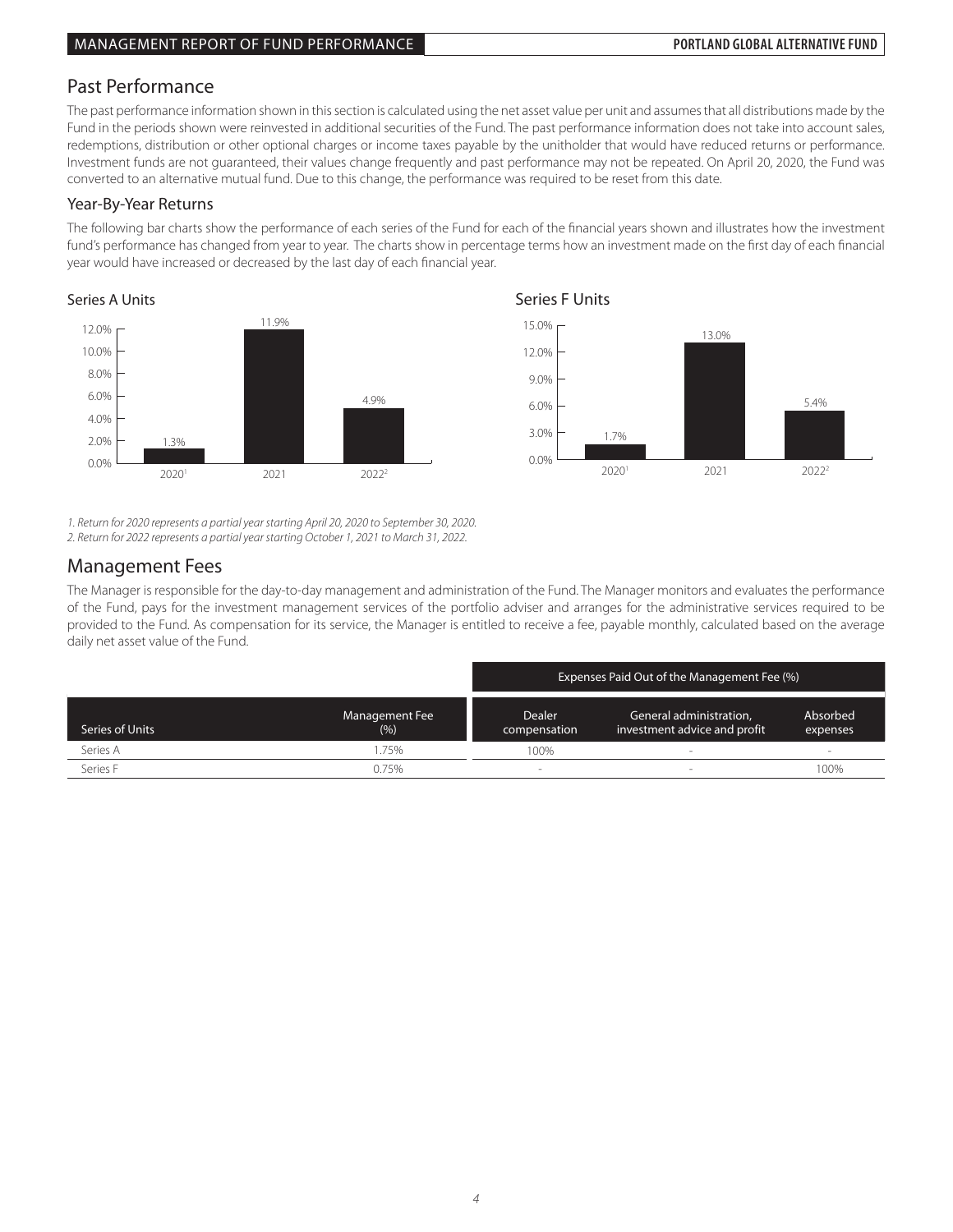## Past Performance

The past performance information shown in this section is calculated using the net asset value per unit and assumes that all distributions made by the Fund in the periods shown were reinvested in additional securities of the Fund. The past performance information does not take into account sales, redemptions, distribution or other optional charges or income taxes payable by the unitholder that would have reduced returns or performance. Investment funds are not guaranteed, their values change frequently and past performance may not be repeated. On April 20, 2020, the Fund was converted to an alternative mutual fund. Due to this change, the performance was required to be reset from this date.

### Year-By-Year Returns

The following bar charts show the performance of each series of the Fund for each of the financial years shown and illustrates how the investment fund's performance has changed from year to year. The charts show in percentage terms how an investment made on the first day of each financial year would have increased or decreased by the last day of each financial year.

**Series A Units**

| Year | Return |
|---|---|
| 2020[1] | 1.3% |
| 2021 | 11.9% |
| 2022[2] | 4.9% |

**Series F Units**

| Year | Return |
|---|---|
| 2020[1] | 1.7% |
| 2021 | 13.0% |
| 2022[2] | 5.4% |

*1. Return for 2020 represents a partial year starting April 20, 2020 to September 30, 2020.*
*2. Return for 2022 represents a partial year starting October 1, 2021 to March 31, 2022.*

## Management Fees

The Manager is responsible for the day-to-day management and administration of the Fund. The Manager monitors and evaluates the performance of the Fund, pays for the investment management services of the portfolio adviser and arranges for the administrative services required to be provided to the Fund. As compensation for its service, the Manager is entitled to receive a fee, payable monthly, calculated based on the average daily net asset value of the Fund.

| | | Expenses Paid Out of the Management Fee (%) | | |
|---|---|---|---|---|
| Series of Units | Management Fee (%) | Dealer compensation | General administration, investment advice and profit | Absorbed expenses |
| Series A | 1.75% | 100% | - | - |
| Series F | 0.75% | - | - | 100% |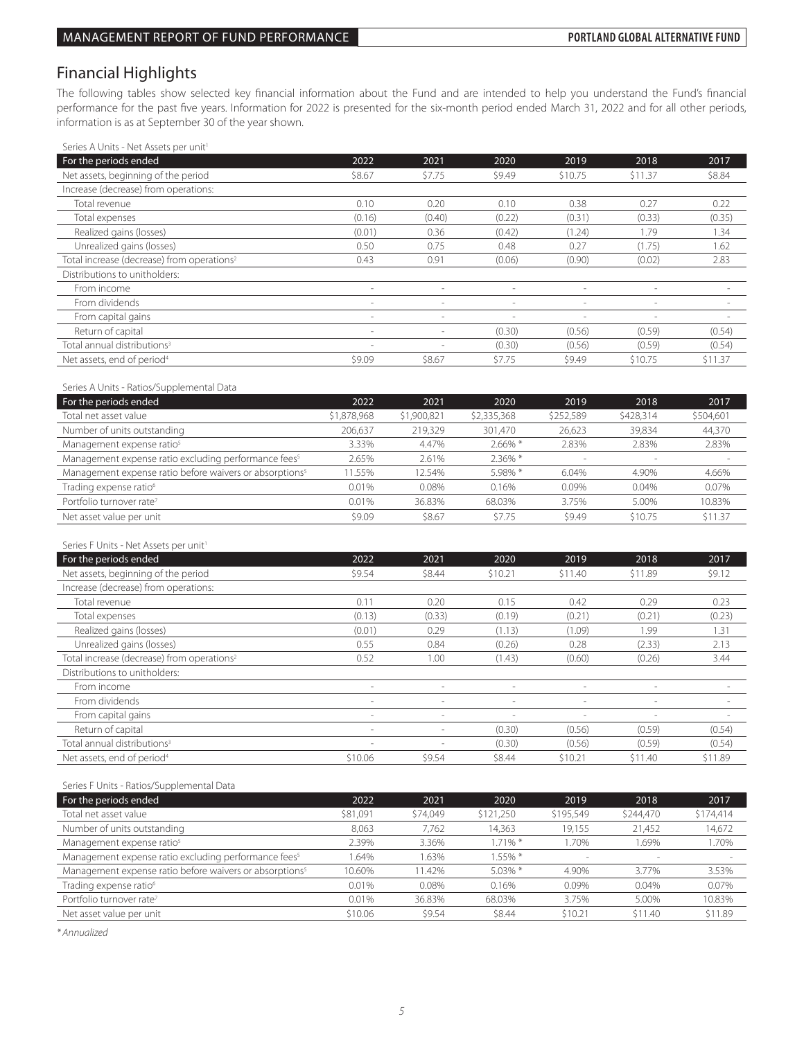## Financial Highlights

The following tables show selected key financial information about the Fund and are intended to help you understand the Fund's financial performance for the past five years. Information for 2022 is presented for the six-month period ended March 31, 2022 and for all other periods, information is as at September 30 of the year shown.

Series A Units - Net Assets per unit[1]

| For the periods ended | 2022 | 2021 | 2020 | 2019 | 2018 | 2017 |
|---|---|---|---|---|---|---|
| Net assets, beginning of the period | $8.67 | $7.75 | $9.49 | $10.75 | $11.37 | $8.84 |
| Increase (decrease) from operations: | | | | | | |
| Total revenue | 0.10 | 0.20 | 0.10 | 0.38 | 0.27 | 0.22 |
| Total expenses | (0.16) | (0.40) | (0.22) | (0.31) | (0.33) | (0.35) |
| Realized gains (losses) | (0.01) | 0.36 | (0.42) | (1.24) | 1.79 | 1.34 |
| Unrealized gains (losses) | 0.50 | 0.75 | 0.48 | 0.27 | (1.75) | 1.62 |
| Total increase (decrease) from operations[2] | 0.43 | 0.91 | (0.06) | (0.90) | (0.02) | 2.83 |
| Distributions to unitholders: | | | | | | |
| From income | - | - | - | - | - | - |
| From dividends | - | - | - | - | - | - |
| From capital gains | - | - | - | - | - | - |
| Return of capital | - | - | (0.30) | (0.56) | (0.59) | (0.54) |
| Total annual distributions[3] | - | - | (0.30) | (0.56) | (0.59) | (0.54) |
| Net assets, end of period[4] | $9.09 | $8.67 | $7.75 | $9.49 | $10.75 | $11.37 |

Series A Units - Ratios/Supplemental Data

| For the periods ended | 2022 | 2021 | 2020 | 2019 | 2018 | 2017 |
|---|---|---|---|---|---|---|
| Total net asset value | $1,878,968 | $1,900,821 | $2,335,368 | $252,589 | $428,314 | $504,601 |
| Number of units outstanding | 206,637 | 219,329 | 301,470 | 26,623 | 39,834 | 44,370 |
| Management expense ratio[5] | 3.33% | 4.47% | 2.66% * | 2.83% | 2.83% | 2.83% |
| Management expense ratio excluding performance fees[5] | 2.65% | 2.61% | 2.36% * | - | - | - |
| Management expense ratio before waivers or absorptions[5] | 11.55% | 12.54% | 5.98% * | 6.04% | 4.90% | 4.66% |
| Trading expense ratio[6] | 0.01% | 0.08% | 0.16% | 0.09% | 0.04% | 0.07% |
| Portfolio turnover rate[7] | 0.01% | 36.83% | 68.03% | 3.75% | 5.00% | 10.83% |
| Net asset value per unit | $9.09 | $8.67 | $7.75 | $9.49 | $10.75 | $11.37 |

Series F Units - Net Assets per unit[1]

| For the periods ended | 2022 | 2021 | 2020 | 2019 | 2018 | 2017 |
|---|---|---|---|---|---|---|
| Net assets, beginning of the period | $9.54 | $8.44 | $10.21 | $11.40 | $11.89 | $9.12 |
| Increase (decrease) from operations: | | | | | | |
| Total revenue | 0.11 | 0.20 | 0.15 | 0.42 | 0.29 | 0.23 |
| Total expenses | (0.13) | (0.33) | (0.19) | (0.21) | (0.21) | (0.23) |
| Realized gains (losses) | (0.01) | 0.29 | (1.13) | (1.09) | 1.99 | 1.31 |
| Unrealized gains (losses) | 0.55 | 0.84 | (0.26) | 0.28 | (2.33) | 2.13 |
| Total increase (decrease) from operations[2] | 0.52 | 1.00 | (1.43) | (0.60) | (0.26) | 3.44 |
| Distributions to unitholders: | | | | | | |
| From income | - | - | - | - | - | - |
| From dividends | - | - | - | - | - | - |
| From capital gains | - | - | - | - | - | - |
| Return of capital | - | - | (0.30) | (0.56) | (0.59) | (0.54) |
| Total annual distributions[3] | - | - | (0.30) | (0.56) | (0.59) | (0.54) |
| Net assets, end of period[4] | $10.06 | $9.54 | $8.44 | $10.21 | $11.40 | $11.89 |

Series F Units - Ratios/Supplemental Data

| For the periods ended | 2022 | 2021 | 2020 | 2019 | 2018 | 2017 |
|---|---|---|---|---|---|---|
| Total net asset value | $81,091 | $74,049 | $121,250 | $195,549 | $244,470 | $174,414 |
| Number of units outstanding | 8,063 | 7,762 | 14,363 | 19,155 | 21,452 | 14,672 |
| Management expense ratio[5] | 2.39% | 3.36% | 1.71% * | 1.70% | 1.69% | 1.70% |
| Management expense ratio excluding performance fees[5] | 1.64% | 1.63% | 1.55% * | - | - | - |
| Management expense ratio before waivers or absorptions[5] | 10.60% | 11.42% | 5.03% * | 4.90% | 3.77% | 3.53% |
| Trading expense ratio[6] | 0.01% | 0.08% | 0.16% | 0.09% | 0.04% | 0.07% |
| Portfolio turnover rate[7] | 0.01% | 36.83% | 68.03% | 3.75% | 5.00% | 10.83% |
| Net asset value per unit | $10.06 | $9.54 | $8.44 | $10.21 | $11.40 | $11.89 |

*\* Annualized*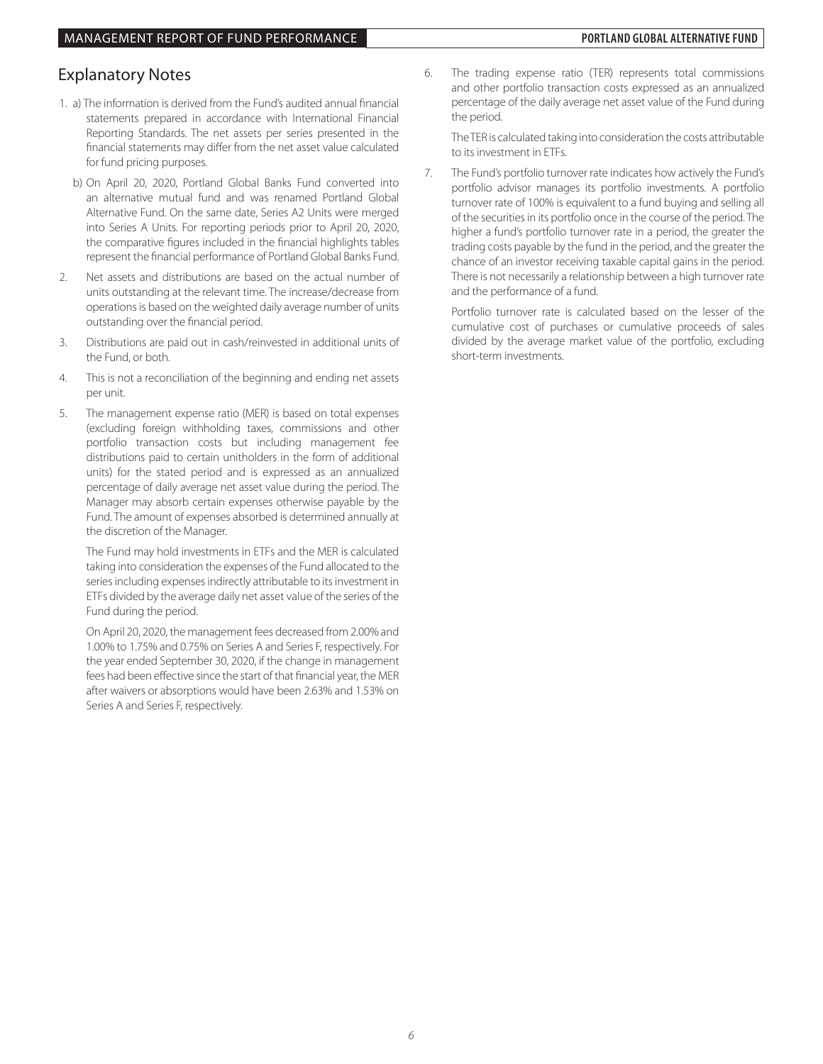## Explanatory Notes

1. a) The information is derived from the Fund's audited annual financial statements prepared in accordance with International Financial Reporting Standards. The net assets per series presented in the financial statements may differ from the net asset value calculated for fund pricing purposes.

   b) On April 20, 2020, Portland Global Banks Fund converted into an alternative mutual fund and was renamed Portland Global Alternative Fund. On the same date, Series A2 Units were merged into Series A Units. For reporting periods prior to April 20, 2020, the comparative figures included in the financial highlights tables represent the financial performance of Portland Global Banks Fund.

2. Net assets and distributions are based on the actual number of units outstanding at the relevant time. The increase/decrease from operations is based on the weighted daily average number of units outstanding over the financial period.

3. Distributions are paid out in cash/reinvested in additional units of the Fund, or both.

4. This is not a reconciliation of the beginning and ending net assets per unit.

5. The management expense ratio (MER) is based on total expenses (excluding foreign withholding taxes, commissions and other portfolio transaction costs but including management fee distributions paid to certain unitholders in the form of additional units) for the stated period and is expressed as an annualized percentage of daily average net asset value during the period. The Manager may absorb certain expenses otherwise payable by the Fund. The amount of expenses absorbed is determined annually at the discretion of the Manager.

   The Fund may hold investments in ETFs and the MER is calculated taking into consideration the expenses of the Fund allocated to the series including expenses indirectly attributable to its investment in ETFs divided by the average daily net asset value of the series of the Fund during the period.

   On April 20, 2020, the management fees decreased from 2.00% and 1.00% to 1.75% and 0.75% on Series A and Series F, respectively. For the year ended September 30, 2020, if the change in management fees had been effective since the start of that financial year, the MER after waivers or absorptions would have been 2.63% and 1.53% on Series A and Series F, respectively.

6. The trading expense ratio (TER) represents total commissions and other portfolio transaction costs expressed as an annualized percentage of the daily average net asset value of the Fund during the period.

   The TER is calculated taking into consideration the costs attributable to its investment in ETFs.

7. The Fund's portfolio turnover rate indicates how actively the Fund's portfolio advisor manages its portfolio investments. A portfolio turnover rate of 100% is equivalent to a fund buying and selling all of the securities in its portfolio once in the course of the period. The higher a fund's portfolio turnover rate in a period, the greater the trading costs payable by the fund in the period, and the greater the chance of an investor receiving taxable capital gains in the period. There is not necessarily a relationship between a high turnover rate and the performance of a fund.

   Portfolio turnover rate is calculated based on the lesser of the cumulative cost of purchases or cumulative proceeds of sales divided by the average market value of the portfolio, excluding short-term investments.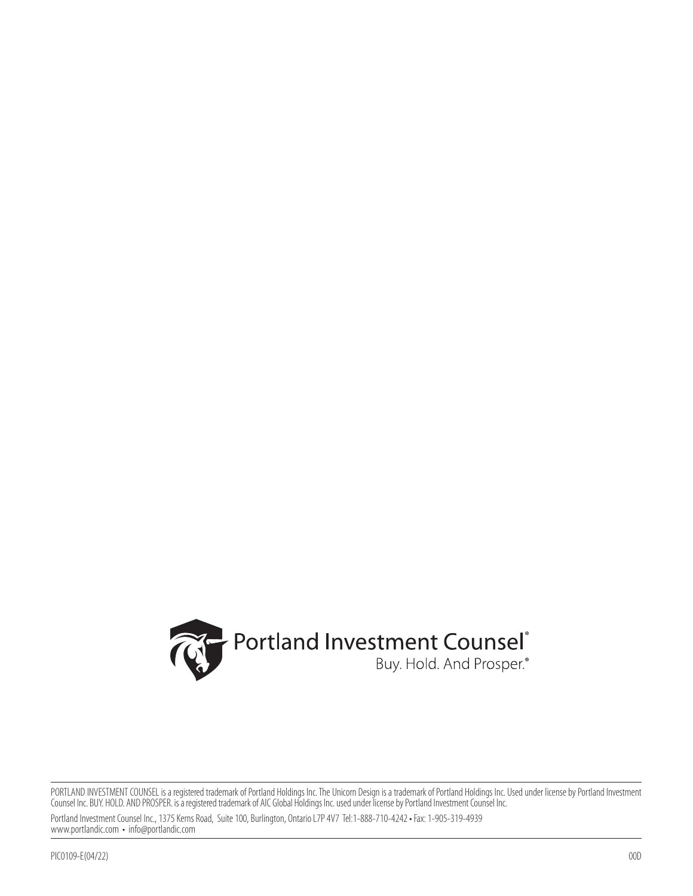Portland Investment Counsel®

Buy. Hold. And Prosper.®

PORTLAND INVESTMENT COUNSEL is a registered trademark of Portland Holdings Inc. The Unicorn Design is a trademark of Portland Holdings Inc. Used under license by Portland Investment Counsel Inc. BUY. HOLD. AND PROSPER. is a registered trademark of AIC Global Holdings Inc. used under license by Portland Investment Counsel Inc.

Portland Investment Counsel Inc., 1375 Kerns Road, Suite 100, Burlington, Ontario L7P 4V7 Tel:1-888-710-4242 • Fax: 1-905-319-4939
www.portlandic.com • info@portlandic.com

PIC0109-E(04/22) 00D